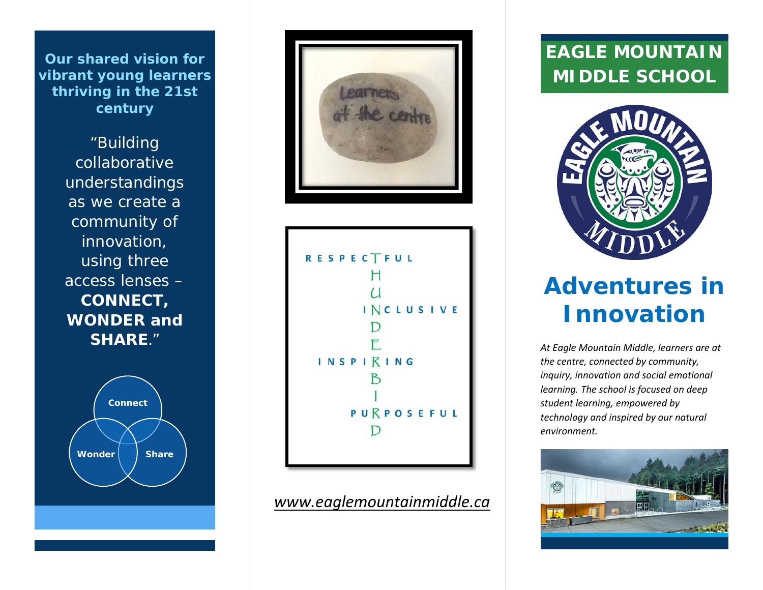**Our shared vision for vibrant young learners thriving in the 21st century**

"Building collaborative understandings as we create a community of innovation, using three access lenses – **CONNECT, WONDER and SHARE**."

Connect

Wonder

Share

Learners at the centre

RESPECTFUL

INCLUSIVE

INSPIRING

PURPOSEFUL

THUNDERBIRD

*www.eaglemountainmiddle.ca*

# EAGLE MOUNTAIN MIDDLE SCHOOL

EAGLE MOUNTAIN MIDDLE

# Adventures in Innovation

*At Eagle Mountain Middle, learners are at the centre, connected by community, inquiry, innovation and social emotional learning. The school is focused on deep student learning, empowered by technology and inspired by our natural environment.*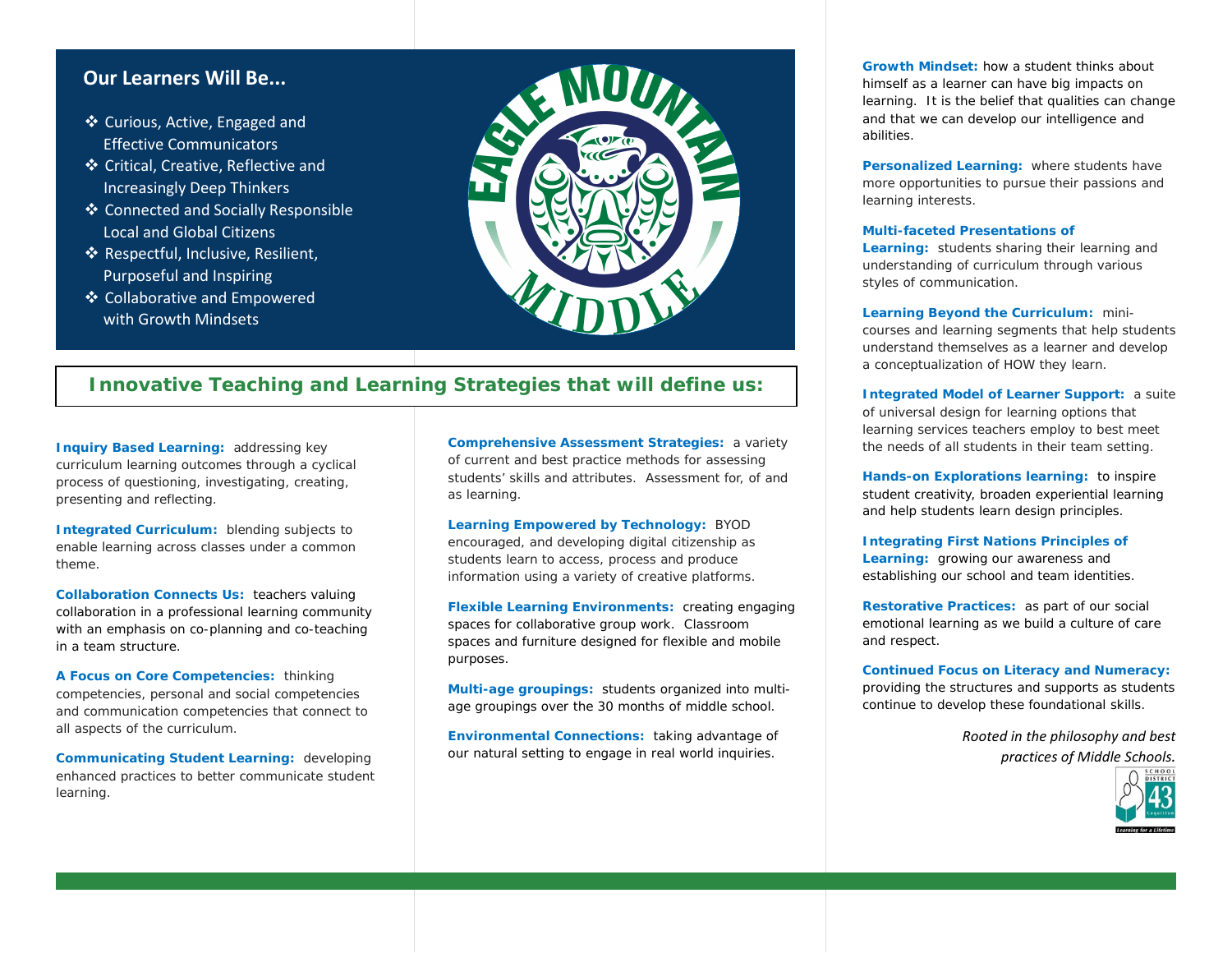## Our Learners Will Be...

- Curious, Active, Engaged and Effective Communicators
- Critical, Creative, Reflective and Increasingly Deep Thinkers
- Connected and Socially Responsible Local and Global Citizens
- Respectful, Inclusive, Resilient, Purposeful and Inspiring
- Collaborative and Empowered with Growth Mindsets

EAGLE MOUNTAIN MIDDLE

## Innovative Teaching and Learning Strategies that will define us:

**Inquiry Based Learning:** addressing key curriculum learning outcomes through a cyclical process of questioning, investigating, creating, presenting and reflecting.

**Integrated Curriculum:** blending subjects to enable learning across classes under a common theme.

**Collaboration Connects Us:** teachers valuing collaboration in a professional learning community with an emphasis on co-planning and co-teaching in a team structure.

**A Focus on Core Competencies:** thinking competencies, personal and social competencies and communication competencies that connect to all aspects of the curriculum.

**Communicating Student Learning:** developing enhanced practices to better communicate student learning.

**Comprehensive Assessment Strategies:** a variety of current and best practice methods for assessing students' skills and attributes. Assessment for, of and as learning.

**Learning Empowered by Technology:** BYOD encouraged, and developing digital citizenship as students learn to access, process and produce information using a variety of creative platforms.

**Flexible Learning Environments:** creating engaging spaces for collaborative group work. Classroom spaces and furniture designed for flexible and mobile purposes.

**Multi-age groupings:** students organized into multi-age groupings over the 30 months of middle school.

**Environmental Connections:** taking advantage of our natural setting to engage in real world inquiries.

**Growth Mindset:** how a student thinks about himself as a learner can have big impacts on learning. It is the belief that qualities can change and that we can develop our intelligence and abilities.

**Personalized Learning:** where students have more opportunities to pursue their passions and learning interests.

**Multi-faceted Presentations of Learning:** students sharing their learning and understanding of curriculum through various styles of communication.

**Learning Beyond the Curriculum:** mini-courses and learning segments that help students understand themselves as a learner and develop a conceptualization of HOW they learn.

**Integrated Model of Learner Support:** a suite of universal design for learning options that learning services teachers employ to best meet the needs of all students in their team setting.

**Hands-on Explorations learning:** to inspire student creativity, broaden experiential learning and help students learn design principles.

**Integrating First Nations Principles of Learning:** growing our awareness and establishing our school and team identities.

**Restorative Practices:** as part of our social emotional learning as we build a culture of care and respect.

**Continued Focus on Literacy and Numeracy:** providing the structures and supports as students continue to develop these foundational skills.

*Rooted in the philosophy and best practices of Middle Schools.*

School District 43 Coquitlam — Learning for a Lifetime